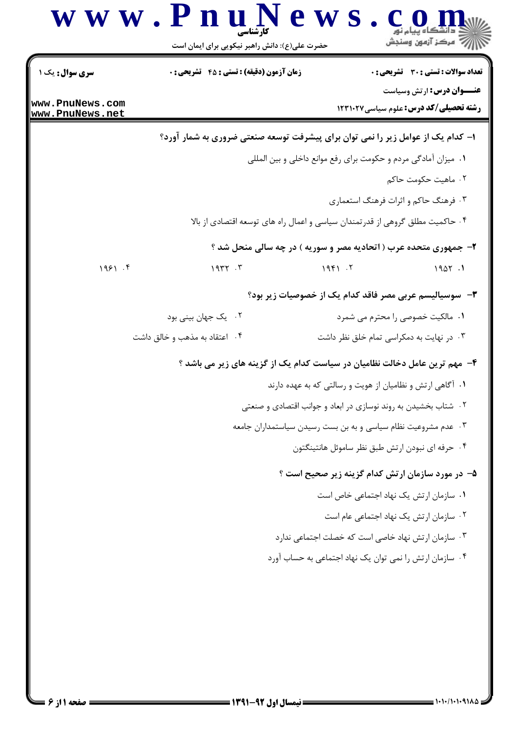**سری سوال:** یک ۱

**زمان آزمون (دقیقه) : تستی : ۴۵ تشریحی : ۰**

**تعداد سوالات : تستی : ۳۰ تشریحی : ۰**

**عنـــوان درس:** ارتش وسیاست

**رشته تحصیلی/کد درس:** علوم سیاسی ۱۲۳۱۰۲۷

**۱- کدام یک از عوامل زیر را نمی توان برای پیشرفت توسعه صنعتی ضروری به شمار آورد؟**

۱. میزان آمادگی مردم و حکومت برای رفع موانع داخلی و بین المللی

۲. ماهیت حکومت حاکم

۳. فرهنگ حاکم و اثرات فرهنگ استعماری

۴. حاکمیت مطلق گروهی از قدرتمندان سیاسی و اعمال راه های توسعه اقتصادی از بالا

**۲- جمهوری متحده عرب ( اتحادیه مصر و سوریه ) در چه سالی منحل شد ؟**

۱. ۱۹۵۲

۲. ۱۹۴۱

۳. ۱۹۳۲

۴. ۱۹۶۱

**۳- سوسیالیسم عربی مصر فاقد کدام یک از خصوصیات زیر بود؟**

۱. مالکیت خصوصی را محترم می شمرد

۲. یک جهان بینی بود

۳. در نهایت به دمکراسی تمام خلق نظر داشت

۴. اعتقاد به مذهب و خالق داشت

**۴- مهم ترین عامل دخالت نظامیان در سیاست کدام یک از گزینه های زیر می باشد ؟**

۱. آگاهی ارتش و نظامیان از هویت و رسالتی که به عهده دارند

۲. شتاب بخشیدن به روند نوسازی در ابعاد و جوانب اقتصادی و صنعتی

۳. عدم مشروعیت نظام سیاسی و به بن بست رسیدن سیاستمداران جامعه

۴. حرفه ای نبودن ارتش طبق نظر ساموئل هانتینگتون

**۵- در مورد سازمان ارتش کدام گزینه زیر صحیح است ؟**

۱. سازمان ارتش یک نهاد اجتماعی خاص است

۲. سازمان ارتش یک نهاد اجتماعی عام است

۳. سازمان ارتش نهاد خاصی است که خصلت اجتماعی ندارد

۴. سازمان ارتش را نمی توان یک نهاد اجتماعی به حساب آورد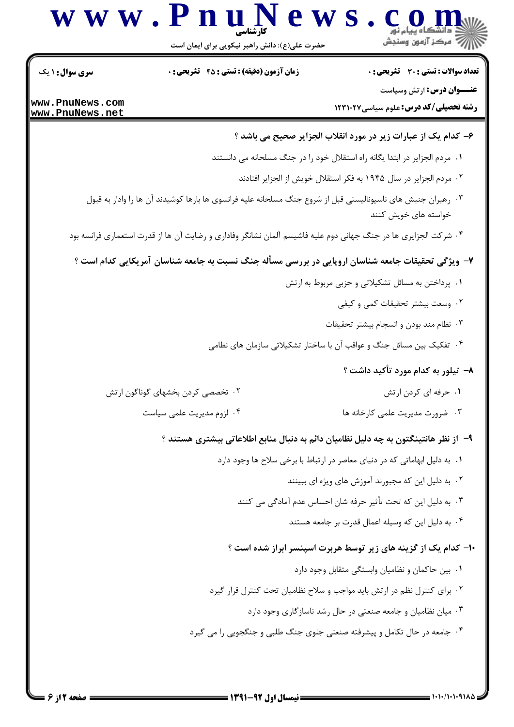**۶- کدام یک از عبارات زیر در مورد انقلاب الجزایر صحیح می باشد ؟**

۱. مردم الجزایر در ابتدا یگانه راه استقلال خود را در جنگ مسلحانه می دانستند

۲. مردم الجزایر در سال ۱۹۴۵ به فکر استقلال خویش از الجزایر افتادند

۳. رهبران جنبش های ناسیونالیستی قبل از شروع جنگ مسلحانه علیه فرانسوی ها بارها کوشیدند آن ها را وادار به قبول خواسته های خویش کنند

۴. شرکت الجزایری ها در جنگ جهانی دوم علیه فاشیسم آلمان نشانگر وفاداری و رضایت آن ها از قدرت استعماری فرانسه بود

**۷- ویژگی تحقیقات جامعه شناسان اروپایی در بررسی مسأله جنگ نسبت به جامعه شناسان آمریکایی کدام است ؟**

۱. پرداختن به مسائل تشکیلاتی و حزبی مربوط به ارتش

۲. وسعت بیشتر تحقیقات کمی و کیفی

۳. نظام مند بودن و انسجام بیشتر تحقیقات

۴. تفکیک بین مسائل جنگ و عواقب آن با ساختار تشکیلاتی سازمان های نظامی

**۸- تیلور به کدام مورد تأکید داشت ؟**

۱. حرفه ای کردن ارتش

۲. تخصصی کردن بخشهای گوناگون ارتش

۳. ضرورت مدیریت علمی کارخانه ها

۴. لزوم مدیریت علمی سیاست

**۹- از نظر هانتینگتون به چه دلیل نظامیان دائم به دنبال منابع اطلاعاتی بیشتری هستند ؟**

۱. به دلیل ابهاماتی که در دنیای معاصر در ارتباط با برخی سلاح ها وجود دارد

۲. به دلیل این که مجبورند آموزش های ویژه ای ببینند

۳. به دلیل این که تحت تأثیر حرفه شان احساس عدم آمادگی می کنند

۴. به دلیل این که وسیله اعمال قدرت بر جامعه هستند

**۱۰- کدام یک از گزینه های زیر توسط هربرت اسپنسر ابراز شده است ؟**

۱. بین حاکمان و نظامیان وابستگی متقابل وجود دارد

۲. برای کنترل نظم در ارتش باید مواجب و سلاح نظامیان تحت کنترل قرار گیرد

۳. میان نظامیان و جامعه صنعتی در حال رشد ناسازگاری وجود دارد

۴. جامعه در حال تکامل و پیشرفته صنعتی جلوی جنگ طلبی و جنگجویی را می گیرد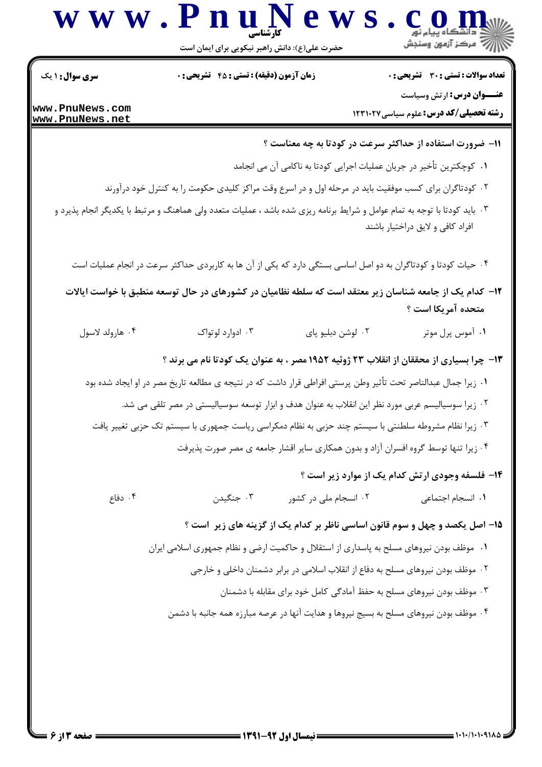۱۱- ضرورت استفاده از حداکثر سرعت در کودتا به چه معناست ؟

۱. کوچکترین تأخیر در جریان عملیات اجرایی کودتا به ناکامی آن می انجامد

۲. کودتاگران برای کسب موفقیت باید در مرحله اول و در اسرع وقت مراکز کلیدی حکومت را به کنترل خود درآورند

۳. باید کودتا با توجه به تمام عوامل و شرایط برنامه ریزی شده باشد ، عملیات متعدد ولی هماهنگ و مرتبط با یکدیگر انجام پذیرد و افراد کافی و لایق دراختیار باشند

۴. حیات کودتا و کودتاگران به دو اصل اساسی بستگی دارد که یکی از آن ها به کاربردی حداکثر سرعت در انجام عملیات است

۱۲- کدام یک از جامعه شناسان زیر معتقد است که سلطه نظامیان در کشورهای در حال توسعه منطبق با خواست ایالات متحده آمریکا است ؟

۱. آموس پرل موتر ۲. لوشن دبلیو پای ۳. ادوارد لوتواک ۴. هارولد لاسول

۱۳- چرا بسیاری از محققان از انقلاب ۲۳ ژوئیه ۱۹۵۲ مصر ، به عنوان یک کودتا نام می برند ؟

۱. زیرا جمال عبدالناصر تحت تأثیر وطن پرستی افراطی قرار داشت که در نتیجه ی مطالعه تاریخ مصر در او ایجاد شده بود

۲. زیرا سوسیالیسم عربی مورد نظر این انقلاب به عنوان هدف و ابزار توسعه سوسیالیستی در مصر تلقی می شد.

۳. زیرا نظام مشروطه سلطنتی با سیستم چند حزبی به نظام دمکراسی ریاست جمهوری با سیستم تک حزبی تغییر یافت

۴. زیرا تنها توسط گروه افسران آزاد و بدون همکاری سایر اقشار جامعه ی مصر صورت پذیرفت

۱۴- فلسفه وجودی ارتش کدام یک از موارد زیر است ؟

۱. انسجام اجتماعی ۲. انسجام ملی در کشور ۳. جنگیدن ۴. دفاع

۱۵- اصل یکصد و چهل و سوم قانون اساسی ناظر بر کدام یک از گزینه های زیر است ؟

۱. موظف بودن نیروهای مسلح به پاسداری از استقلال و حاکمیت ارضی و نظام جمهوری اسلامی ایران

۲. موظف بودن نیروهای مسلح به دفاع از انقلاب اسلامی در برابر دشمنان داخلی و خارجی

۳. موظف بودن نیروهای مسلح به حفظ آمادگی کامل خود برای مقابله با دشمنان

۴. موظف بودن نیروهای مسلح به بسیج نیروها و هدایت آنها در عرصه مبارزه همه جانبه با دشمن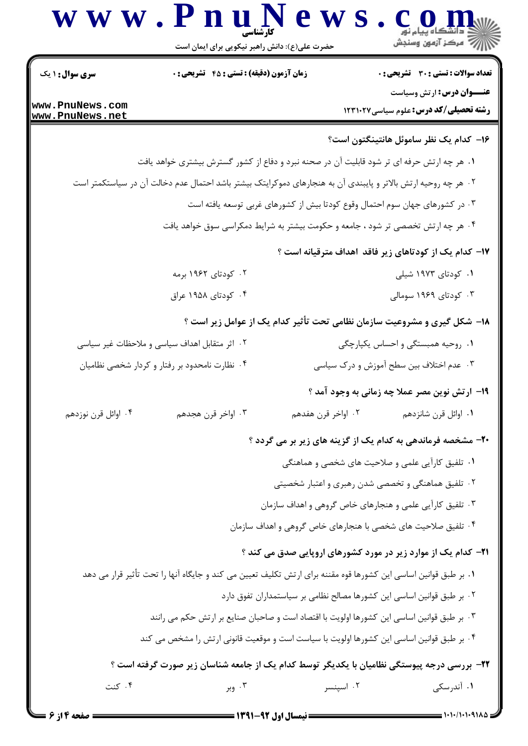**تعداد سوالات : تستی : ۳۰ تشریحی : ۰** | **زمان آزمون (دقیقه) : تستی : ۴۵ تشریحی : ۰** | **سری سوال : ۱ یک**

**عنـــوان درس :** ارتش وسیاست

**رشته تحصیلی/کد درس :** علوم سیاسی ۱۲۳۱۰۲۷

**۱۶- کدام یک نظر ساموئل هانتینگتون است؟**

۱. هر چه ارتش حرفه ای تر شود قابلیت آن در صحنه نبرد و دفاع از کشور گسترش بیشتری خواهد یافت

۲. هر چه روحیه ارتش بالاتر و پایبندی آن به هنجارهای دموکراتیک بیشتر باشد احتمال عدم دخالت آن در سیاستکمتر است

۳. در کشورهای جهان سوم احتمال وقوع کودتا بیش از کشورهای غربی توسعه یافته است

۴. هر چه ارتش تخصصی تر شود ، جامعه و حکومت بیشتر به شرایط دمکراسی سوق خواهد یافت

**۱۷- کدام یک از کودتاهای زیر فاقد اهداف مترقیانه است ؟**

۱. کودتای ۱۹۷۳ شیلی

۲. کودتای ۱۹۶۲ برمه

۳. کودتای ۱۹۶۹ سومالی

۴. کودتای ۱۹۵۸ عراق

**۱۸- شکل گیری و مشروعیت سازمان نظامی تحت تأثیر کدام یک از عوامل زیر است ؟**

۱. روحیه همبستگی و احساس یکپارچگی

۲. اثر متقابل اهداف سیاسی و ملاحظات غیر سیاسی

۳. عدم اختلاف بین سطح آموزش و درک سیاسی

۴. نظارت نامحدود بر رفتار و کردار شخصی نظامیان

**۱۹- ارتش نوین مصر عملا چه زمانی به وجود آمد ؟**

۱. اوائل قرن شانزدهم

۲. اواخر قرن هفدهم

۳. اواخر قرن هجدهم

۴. اوائل قرن نوزدهم

**۲۰- مشخصه فرماندهی به کدام یک از گزینه های زیر بر می گردد ؟**

۱. تلفیق کارآیی علمی و صلاحیت های شخصی و هماهنگی

۲. تلفیق هماهنگی و تخصصی شدن رهبری و اعتبار شخصیتی

۳. تلفیق کارآیی علمی و هنجارهای خاص گروهی و اهداف سازمان

۴. تلفیق صلاحیت های شخصی با هنجارهای خاص گروهی و اهداف سازمان

**۲۱- کدام یک از موارد زیر در مورد کشورهای اروپایی صدق می کند ؟**

۱. بر طبق قوانین اساسی این کشورها قوه مقننه برای ارتش تکلیف تعیین می کند و جایگاه آنها را تحت تأثیر قرار می دهد

۲. بر طبق قوانین اساسی این کشورها مصالح نظامی بر سیاستمداران تفوق دارد

۳. بر طبق قوانین اساسی این کشورها اولویت با اقتصاد است و صاحبان صنایع بر ارتش حکم می رانند

۴. بر طبق قوانین اساسی این کشورها اولویت با سیاست است و موقعیت قانونی ارتش را مشخص می کند

**۲۲- بررسی درجه پیوستگی نظامیان با یکدیگر توسط کدام یک از جامعه شناسان زیر صورت گرفته است ؟**

۱. آندرسکی

۲. اسپنسر

۳. وبر

۴. کنت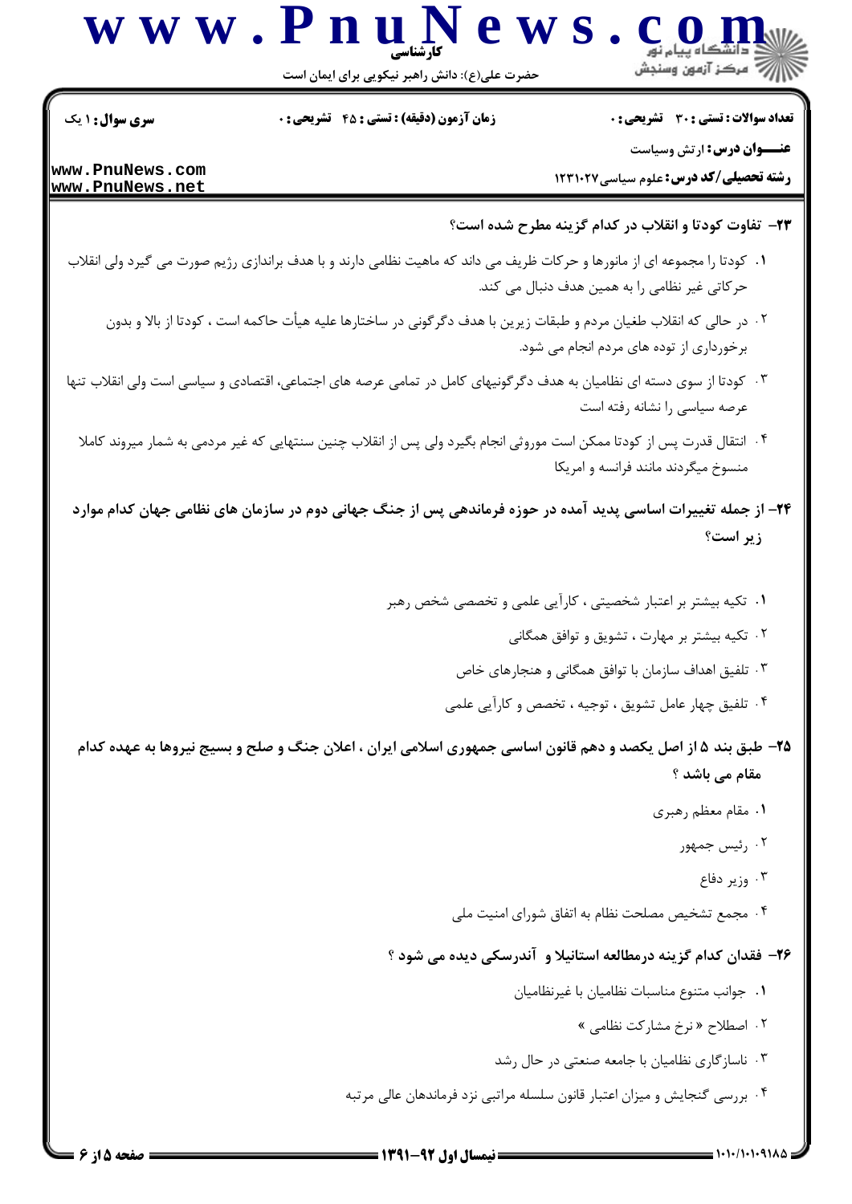**۲۳- تفاوت کودتا و انقلاب در کدام گزینه مطرح شده است؟**

۱. کودتا را مجموعه ای از مانورها و حرکات ظریف می داند که ماهیت نظامی دارند و با هدف براندازی رژیم صورت می گیرد ولی انقلاب حرکاتی غیر نظامی را به همین هدف دنبال می کند.

۲. در حالی که انقلاب طغیان مردم و طبقات زیرین با هدف دگرگونی در ساختارها علیه هیأت حاکمه است ، کودتا از بالا و بدون برخورداری از توده های مردم انجام می شود.

۳. کودتا از سوی دسته ای نظامیان به هدف دگرگونیهای کامل در تمامی عرصه های اجتماعی، اقتصادی و سیاسی است ولی انقلاب تنها عرصه سیاسی را نشانه رفته است

۴. انتقال قدرت پس از کودتا ممکن است موروثی انجام بگیرد ولی پس از انقلاب چنین سنتهایی که غیر مردمی به شمار میروند کاملا منسوخ میگردند مانند فرانسه و امریکا

**۲۴- از جمله تغییرات اساسی پدید آمده در حوزه فرماندهی پس از جنگ جهانی دوم در سازمان های نظامی جهان کدام موارد زیر است؟**

۱. تکیه بیشتر بر اعتبار شخصیتی ، کارآیی علمی و تخصصی شخص رهبر

۲. تکیه بیشتر بر مهارت ، تشویق و توافق همگانی

۳. تلفیق اهداف سازمان با توافق همگانی و هنجارهای خاص

۴. تلفیق چهار عامل تشویق ، توجیه ، تخصص و کارآیی علمی

**۲۵- طبق بند ۵ از اصل یکصد و دهم قانون اساسی جمهوری اسلامی ایران ، اعلان جنگ و صلح و بسیج نیروها به عهده کدام مقام می باشد ؟**

۱. مقام معظم رهبری

۲. رئیس جمهور

۳. وزیر دفاع

۴. مجمع تشخیص مصلحت نظام به اتفاق شورای امنیت ملی

**۲۶- فقدان کدام گزینه درمطالعه استانیلا و آندرسکی دیده می شود ؟**

۱. جوانب متنوع مناسبات نظامیان با غیرنظامیان

۲. اصطلاح « نرخ مشارکت نظامی »

۳. ناسازگاری نظامیان با جامعه صنعتی در حال رشد

۴. بررسی گنجایش و میزان اعتبار قانون سلسله مراتبی نزد فرماندهان عالی مرتبه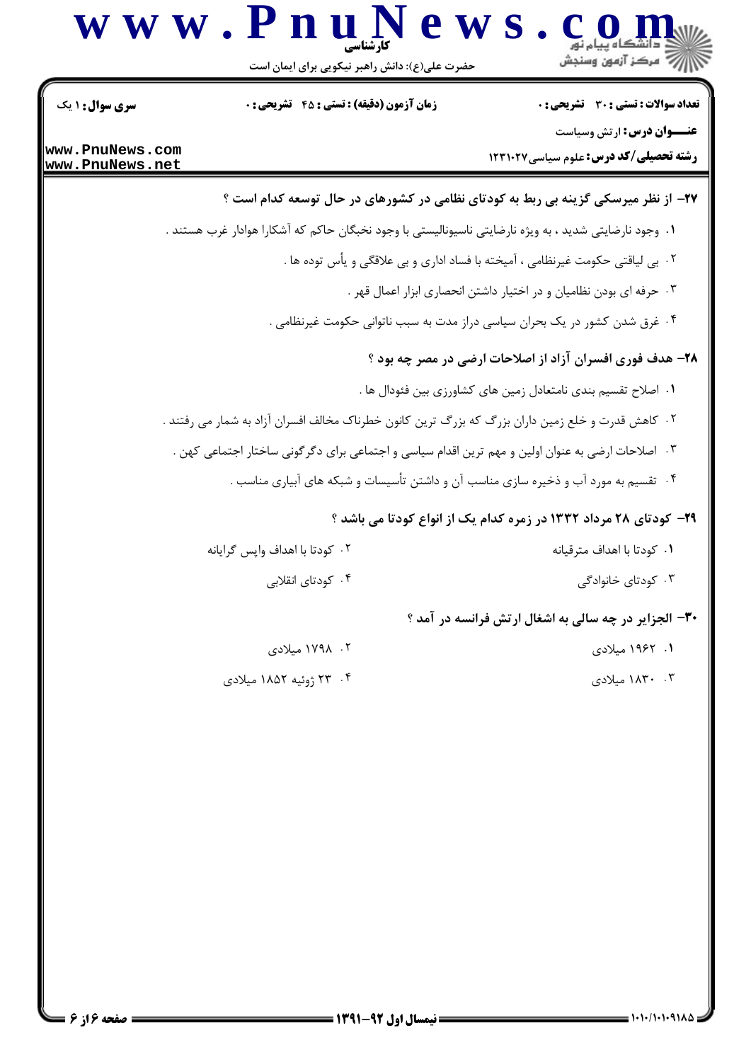**۲۷- از نظر میرسکی گزینه بی ربط به کودتای نظامی در کشورهای در حال توسعه کدام است ؟**

۱. وجود نارضایتی شدید ، به ویژه نارضایتی ناسیونالیستی با وجود نخبگان حاکم که آشکارا هوادار غرب هستند .

۲. بی لیاقتی حکومت غیرنظامی ، آمیخته با فساد اداری و بی علاقگی و یأس توده ها .

۳. حرفه ای بودن نظامیان و در اختیار داشتن انحصاری ابزار اعمال قهر .

۴. غرق شدن کشور در یک بحران سیاسی دراز مدت به سبب ناتوانی حکومت غیرنظامی .

**۲۸- هدف فوری افسران آزاد از اصلاحات ارضی در مصر چه بود ؟**

۱. اصلاح تقسیم بندی نامتعادل زمین های کشاورزی بین فئودال ها .

۲. کاهش قدرت و خلع زمین داران بزرگ که بزرگ ترین کانون خطرناک مخالف افسران آزاد به شمار می رفتند .

۳. اصلاحات ارضی به عنوان اولین و مهم ترین اقدام سیاسی و اجتماعی برای دگرگونی ساختار اجتماعی کهن .

۴. تقسیم به مورد آب و ذخیره سازی مناسب آن و داشتن تأسیسات و شبکه های آبیاری مناسب .

**۲۹- کودتای ۲۸ مرداد ۱۳۳۲ در زمره کدام یک از انواع کودتا می باشد ؟**

۱. کودتا با اهداف مترقیانه

۲. کودتا با اهداف واپس گرایانه

۳. کودتای خانوادگی

۴. کودتای انقلابی

**۳۰- الجزایر در چه سالی به اشغال ارتش فرانسه در آمد ؟**

۱. ۱۹۶۲ میلادی

۲. ۱۷۹۸ میلادی

۳. ۱۸۳۰ میلادی

۴. ۲۳ ژوئیه ۱۸۵۲ میلادی